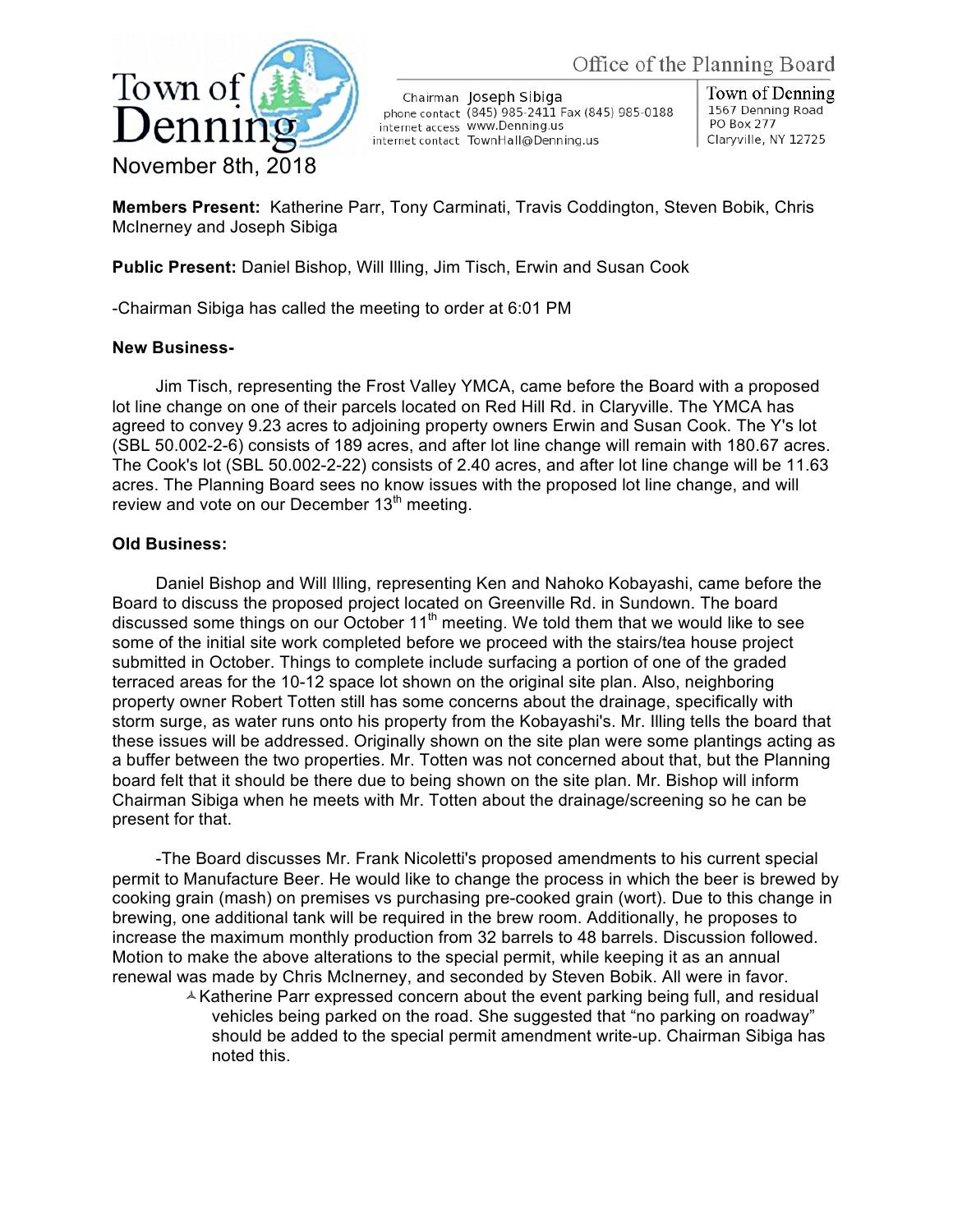# Town of Denning

**Office of the Planning Board**

Chairman Joseph Sibiga
phone contact (845) 985-2411 Fax (845) 985-0188
internet access www.Denning.us
internet contact TownHall@Denning.us

Town of Denning
1567 Denning Road
PO Box 277
Claryville, NY 12725

November 8th, 2018

**Members Present:** Katherine Parr, Tony Carminati, Travis Coddington, Steven Bobik, Chris McInerney and Joseph Sibiga

**Public Present:** Daniel Bishop, Will Illing, Jim Tisch, Erwin and Susan Cook

-Chairman Sibiga has called the meeting to order at 6:01 PM

**New Business-**

Jim Tisch, representing the Frost Valley YMCA, came before the Board with a proposed lot line change on one of their parcels located on Red Hill Rd. in Claryville. The YMCA has agreed to convey 9.23 acres to adjoining property owners Erwin and Susan Cook. The Y's lot (SBL 50.002-2-6) consists of 189 acres, and after lot line change will remain with 180.67 acres. The Cook's lot (SBL 50.002-2-22) consists of 2.40 acres, and after lot line change will be 11.63 acres. The Planning Board sees no know issues with the proposed lot line change, and will review and vote on our December 13th meeting.

**Old Business:**

Daniel Bishop and Will Illing, representing Ken and Nahoko Kobayashi, came before the Board to discuss the proposed project located on Greenville Rd. in Sundown. The board discussed some things on our October 11th meeting. We told them that we would like to see some of the initial site work completed before we proceed with the stairs/tea house project submitted in October. Things to complete include surfacing a portion of one of the graded terraced areas for the 10-12 space lot shown on the original site plan. Also, neighboring property owner Robert Totten still has some concerns about the drainage, specifically with storm surge, as water runs onto his property from the Kobayashi's. Mr. Illing tells the board that these issues will be addressed. Originally shown on the site plan were some plantings acting as a buffer between the two properties. Mr. Totten was not concerned about that, but the Planning board felt that it should be there due to being shown on the site plan. Mr. Bishop will inform Chairman Sibiga when he meets with Mr. Totten about the drainage/screening so he can be present for that.

-The Board discusses Mr. Frank Nicoletti's proposed amendments to his current special permit to Manufacture Beer. He would like to change the process in which the beer is brewed by cooking grain (mash) on premises vs purchasing pre-cooked grain (wort). Due to this change in brewing, one additional tank will be required in the brew room. Additionally, he proposes to increase the maximum monthly production from 32 barrels to 48 barrels. Discussion followed. Motion to make the above alterations to the special permit, while keeping it as an annual renewal was made by Chris McInerney, and seconded by Steven Bobik. All were in favor.

- Katherine Parr expressed concern about the event parking being full, and residual vehicles being parked on the road. She suggested that "no parking on roadway" should be added to the special permit amendment write-up. Chairman Sibiga has noted this.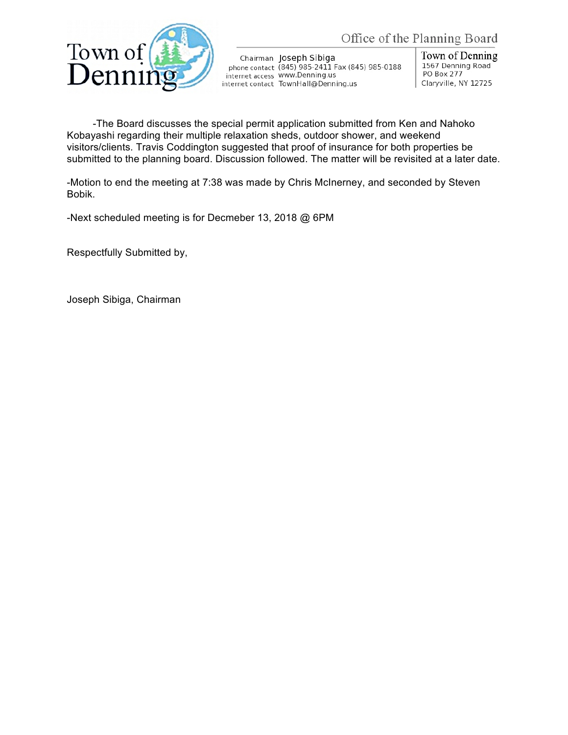-The Board discusses the special permit application submitted from Ken and Nahoko Kobayashi regarding their multiple relaxation sheds, outdoor shower, and weekend visitors/clients. Travis Coddington suggested that proof of insurance for both properties be submitted to the planning board. Discussion followed. The matter will be revisited at a later date.

-Motion to end the meeting at 7:38 was made by Chris McInerney, and seconded by Steven Bobik.

-Next scheduled meeting is for Decmeber 13, 2018 @ 6PM

Respectfully Submitted by,

Joseph Sibiga, Chairman